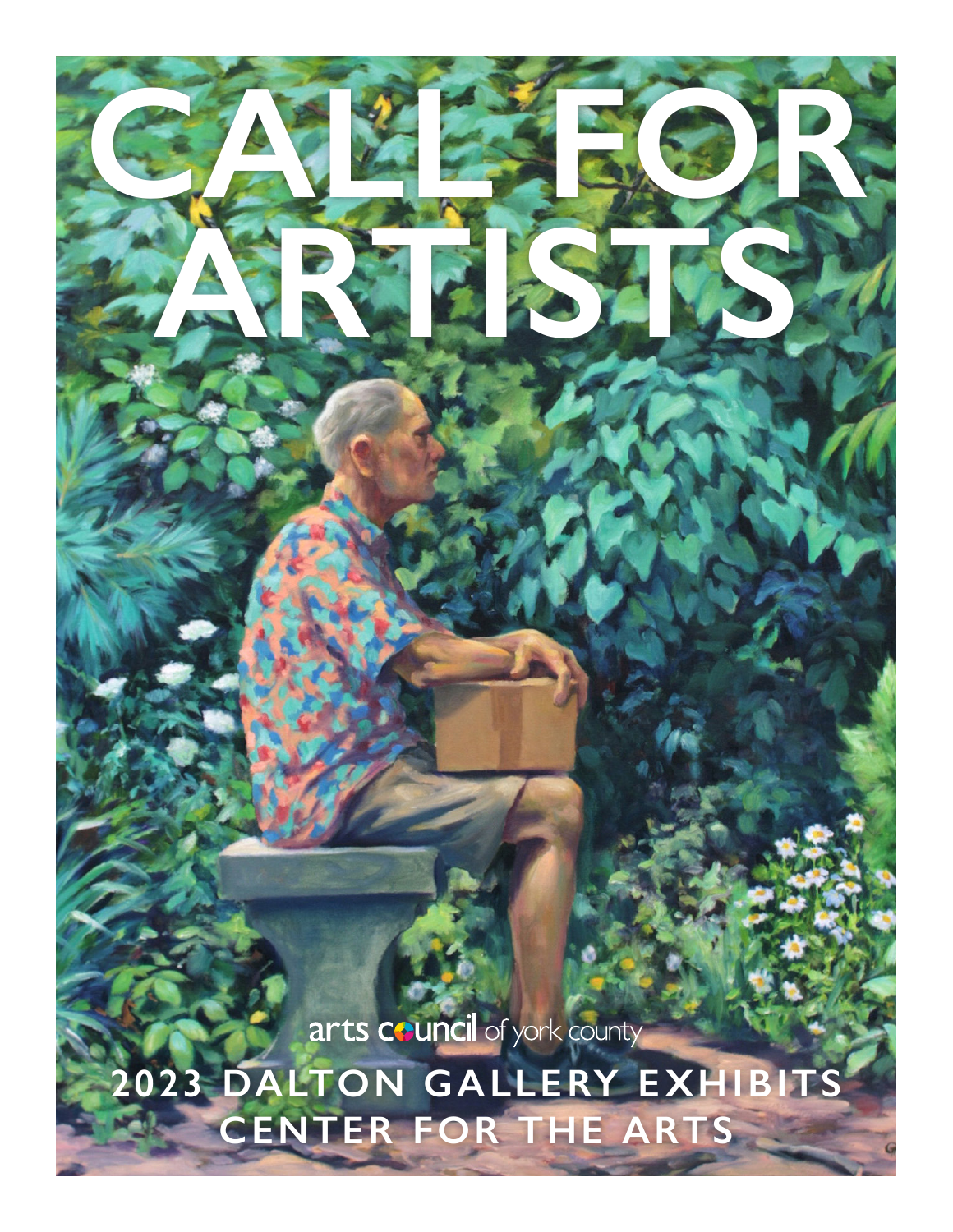# CALL FOR ARTISTS

arts council of york county

## 2023 DALTON GALLERY EXHIBITS
## CENTER FOR THE ARTS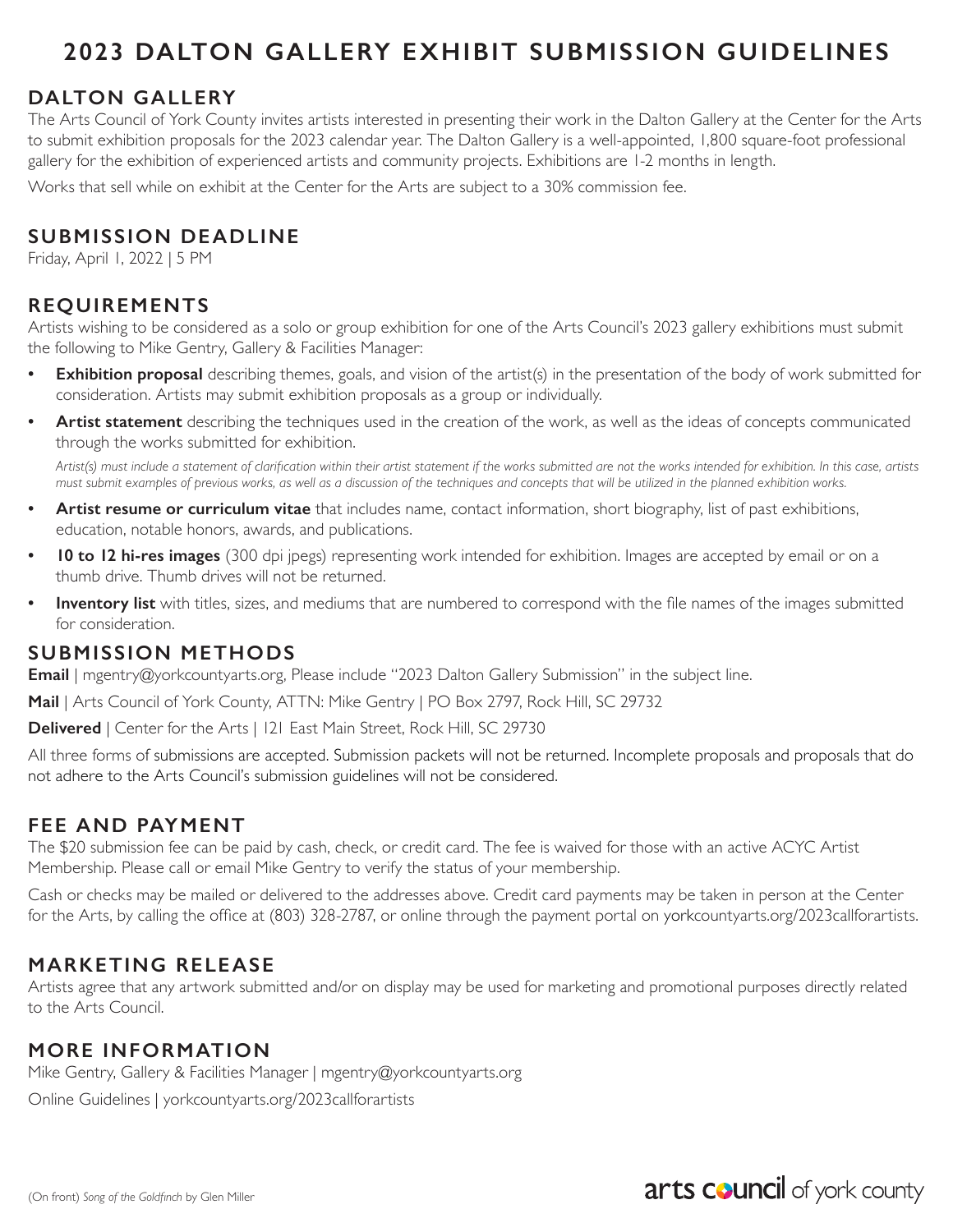# 2023 DALTON GALLERY EXHIBIT SUBMISSION GUIDELINES

## DALTON GALLERY

The Arts Council of York County invites artists interested in presenting their work in the Dalton Gallery at the Center for the Arts to submit exhibition proposals for the 2023 calendar year. The Dalton Gallery is a well-appointed, 1,800 square-foot professional gallery for the exhibition of experienced artists and community projects. Exhibitions are 1-2 months in length.

Works that sell while on exhibit at the Center for the Arts are subject to a 30% commission fee.

## SUBMISSION DEADLINE

Friday, April 1, 2022 | 5 PM

## REQUIREMENTS

Artists wishing to be considered as a solo or group exhibition for one of the Arts Council's 2023 gallery exhibitions must submit the following to Mike Gentry, Gallery & Facilities Manager:

- **Exhibition proposal** describing themes, goals, and vision of the artist(s) in the presentation of the body of work submitted for consideration. Artists may submit exhibition proposals as a group or individually.
- **Artist statement** describing the techniques used in the creation of the work, as well as the ideas of concepts communicated through the works submitted for exhibition.

  *Artist(s) must include a statement of clarification within their artist statement if the works submitted are not the works intended for exhibition. In this case, artists must submit examples of previous works, as well as a discussion of the techniques and concepts that will be utilized in the planned exhibition works.*
- **Artist resume or curriculum vitae** that includes name, contact information, short biography, list of past exhibitions, education, notable honors, awards, and publications.
- **10 to 12 hi-res images** (300 dpi jpegs) representing work intended for exhibition. Images are accepted by email or on a thumb drive. Thumb drives will not be returned.
- **Inventory list** with titles, sizes, and mediums that are numbered to correspond with the file names of the images submitted for consideration.

## SUBMISSION METHODS

**Email** | mgentry@yorkcountyarts.org, Please include "2023 Dalton Gallery Submission" in the subject line.

**Mail** | Arts Council of York County, ATTN: Mike Gentry | PO Box 2797, Rock Hill, SC 29732

**Delivered** | Center for the Arts | 121 East Main Street, Rock Hill, SC 29730

All three forms of submissions are accepted. Submission packets will not be returned. Incomplete proposals and proposals that do not adhere to the Arts Council's submission guidelines will not be considered.

## FEE AND PAYMENT

The $20 submission fee can be paid by cash, check, or credit card. The fee is waived for those with an active ACYC Artist Membership. Please call or email Mike Gentry to verify the status of your membership.

Cash or checks may be mailed or delivered to the addresses above. Credit card payments may be taken in person at the Center for the Arts, by calling the office at (803) 328-2787, or online through the payment portal on yorkcountyarts.org/2023callforartists.

## MARKETING RELEASE

Artists agree that any artwork submitted and/or on display may be used for marketing and promotional purposes directly related to the Arts Council.

## MORE INFORMATION

Mike Gentry, Gallery & Facilities Manager | mgentry@yorkcountyarts.org

Online Guidelines | yorkcountyarts.org/2023callforartists

(On front) *Song of the Goldfinch* by Glen Miller

arts council of york county